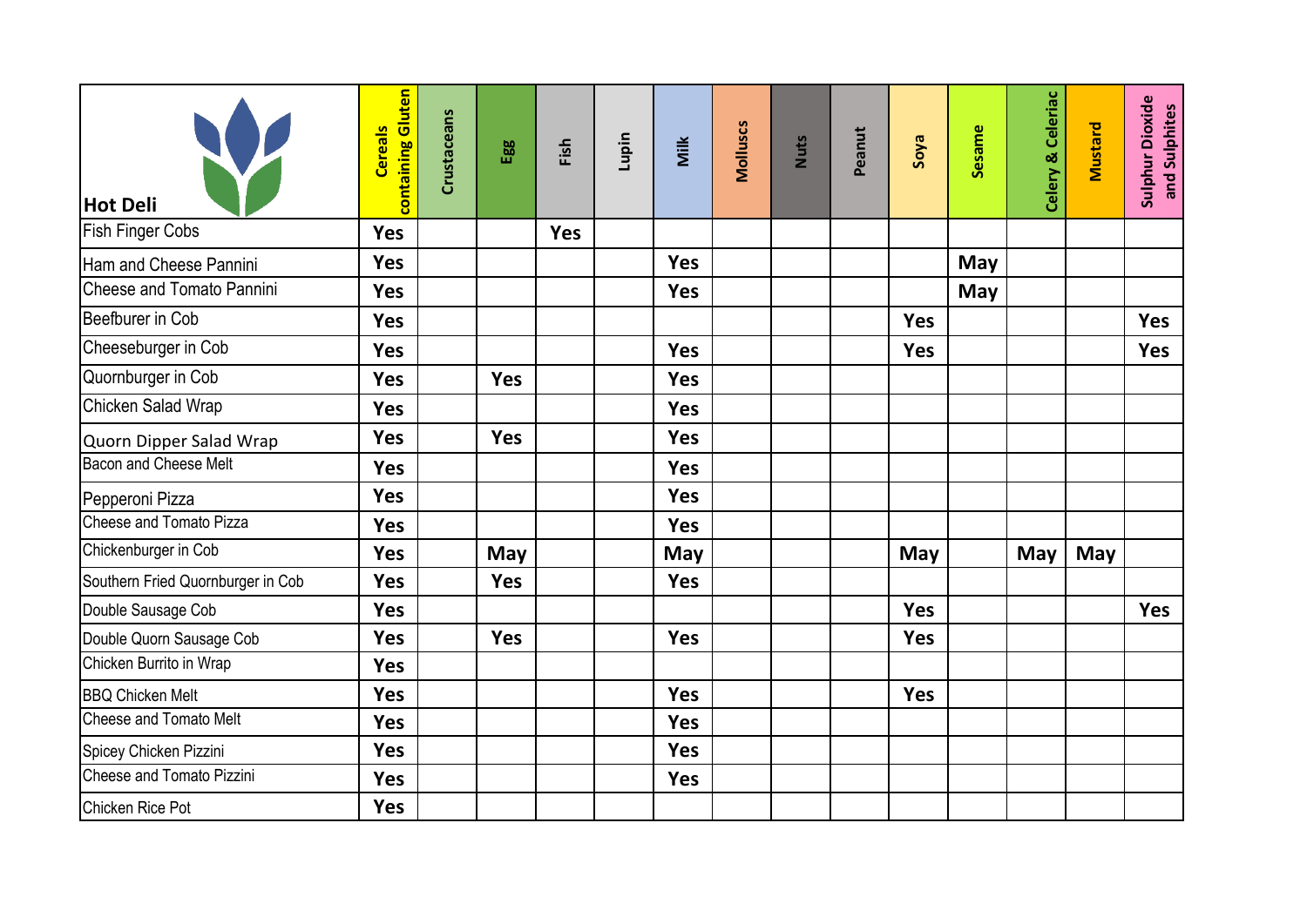| Hot Deli | Cereals containing Gluten | Crustaceans | Egg | Fish | Lupin | Milk | Molluscs | Nuts | Peanut | Soya | Sesame | Celery & Celeriac | Mustard | Sulphur Dioxide and Sulphites |
|---|---|---|---|---|---|---|---|---|---|---|---|---|---|---|
| Fish Finger Cobs | Yes | | | Yes | | | | | | | | | | |
| Ham and Cheese Pannini | Yes | | | | | Yes | | | | | May | | | |
| Cheese and Tomato Pannini | Yes | | | | | Yes | | | | | May | | | |
| Beefburer in Cob | Yes | | | | | | | | | Yes | | | | Yes |
| Cheeseburger in Cob | Yes | | | | | Yes | | | | Yes | | | | Yes |
| Quornburger in Cob | Yes | | Yes | | | Yes | | | | | | | | |
| Chicken Salad Wrap | Yes | | | | | Yes | | | | | | | | |
| Quorn Dipper Salad Wrap | Yes | | Yes | | | Yes | | | | | | | | |
| Bacon and Cheese Melt | Yes | | | | | Yes | | | | | | | | |
| Pepperoni Pizza | Yes | | | | | Yes | | | | | | | | |
| Cheese and Tomato Pizza | Yes | | | | | Yes | | | | | | | | |
| Chickenburger in Cob | Yes | | May | | | May | | | | May | | May | May | |
| Southern Fried Quornburger in Cob | Yes | | Yes | | | Yes | | | | | | | | |
| Double Sausage Cob | Yes | | | | | | | | | Yes | | | | Yes |
| Double Quorn Sausage Cob | Yes | | Yes | | | Yes | | | | Yes | | | | |
| Chicken Burrito in Wrap | Yes | | | | | | | | | | | | | |
| BBQ Chicken Melt | Yes | | | | | Yes | | | | Yes | | | | |
| Cheese and Tomato Melt | Yes | | | | | Yes | | | | | | | | |
| Spicey Chicken Pizzini | Yes | | | | | Yes | | | | | | | | |
| Cheese and Tomato Pizzini | Yes | | | | | Yes | | | | | | | | |
| Chicken Rice Pot | Yes | | | | | | | | | | | | | |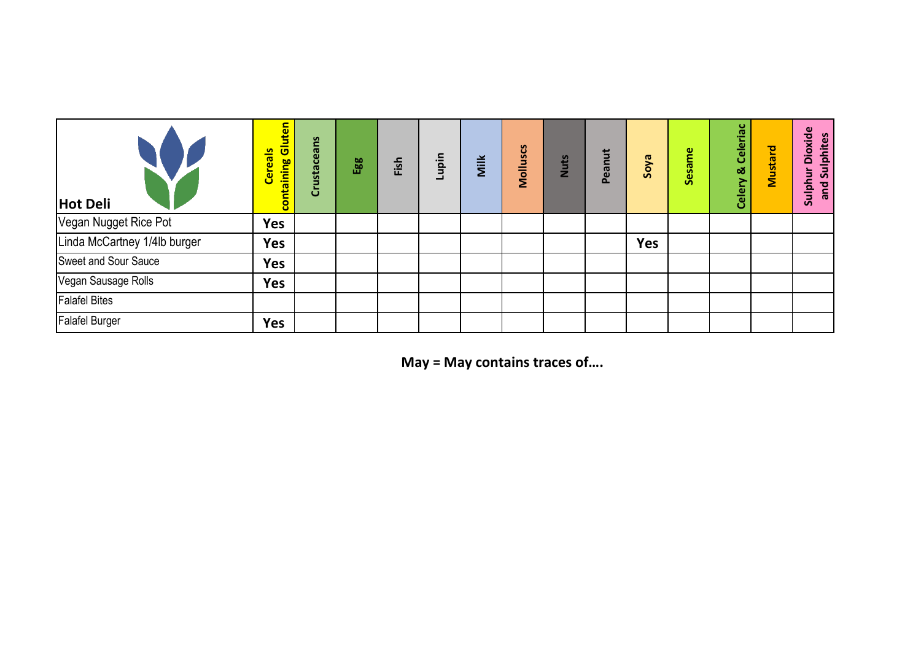| Hot Deli | Cereals containing Gluten | Crustaceans | Egg | Fish | Lupin | Milk | Molluscs | Nuts | Peanut | Soya | Sesame | Celery & Celeriac | Mustard | Sulphur Dioxide and Sulphites |
|---|---|---|---|---|---|---|---|---|---|---|---|---|---|---|
| Vegan Nugget Rice Pot | Yes | | | | | | | | | | | | | |
| Linda McCartney 1/4lb burger | Yes | | | | | | | | | Yes | | | | |
| Sweet and Sour Sauce | Yes | | | | | | | | | | | | | |
| Vegan Sausage Rolls | Yes | | | | | | | | | | | | | |
| Falafel Bites | | | | | | | | | | | | | | |
| Falafel Burger | Yes | | | | | | | | | | | | | |

**May = May contains traces of….**